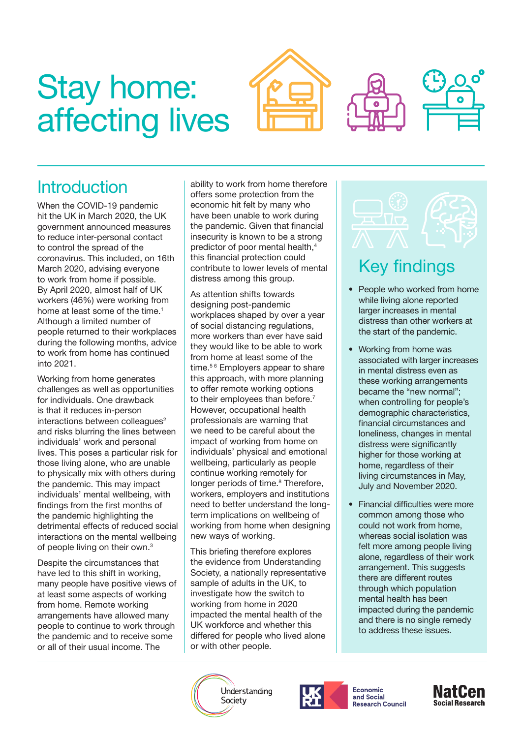# Stay home: affecting lives

## Introduction

When the COVID-19 pandemic hit the UK in March 2020, the UK government announced measures to reduce inter-personal contact to control the spread of the coronavirus. This included, on 16th March 2020, advising everyone to work from home if possible. By April 2020, almost half of UK workers (46%) were working from home at least some of the time.[1] Although a limited number of people returned to their workplaces during the following months, advice to work from home has continued into 2021.

Working from home generates challenges as well as opportunities for individuals. One drawback is that it reduces in-person interactions between colleagues[2] and risks blurring the lines between individuals' work and personal lives. This poses a particular risk for those living alone, who are unable to physically mix with others during the pandemic. This may impact individuals' mental wellbeing, with findings from the first months of the pandemic highlighting the detrimental effects of reduced social interactions on the mental wellbeing of people living on their own.[3]

Despite the circumstances that have led to this shift in working, many people have positive views of at least some aspects of working from home. Remote working arrangements have allowed many people to continue to work through the pandemic and to receive some or all of their usual income. The ability to work from home therefore offers some protection from the economic hit felt by many who have been unable to work during the pandemic. Given that financial insecurity is known to be a strong predictor of poor mental health,[4] this financial protection could contribute to lower levels of mental distress among this group.

As attention shifts towards designing post-pandemic workplaces shaped by over a year of social distancing regulations, more workers than ever have said they would like to be able to work from home at least some of the time.[5,6] Employers appear to share this approach, with more planning to offer remote working options to their employees than before.[7] However, occupational health professionals are warning that we need to be careful about the impact of working from home on individuals' physical and emotional wellbeing, particularly as people continue working remotely for longer periods of time.[8] Therefore, workers, employers and institutions need to better understand the long-term implications on wellbeing of working from home when designing new ways of working.

This briefing therefore explores the evidence from Understanding Society, a nationally representative sample of adults in the UK, to investigate how the switch to working from home in 2020 impacted the mental health of the UK workforce and whether this differed for people who lived alone or with other people.

## Key findings

- People who worked from home while living alone reported larger increases in mental distress than other workers at the start of the pandemic.
- Working from home was associated with larger increases in mental distress even as these working arrangements became the "new normal"; when controlling for people's demographic characteristics, financial circumstances and loneliness, changes in mental distress were significantly higher for those working at home, regardless of their living circumstances in May, July and November 2020.
- Financial difficulties were more common among those who could not work from home, whereas social isolation was felt more among people living alone, regardless of their work arrangement. This suggests there are different routes through which population mental health has been impacted during the pandemic and there is no single remedy to address these issues.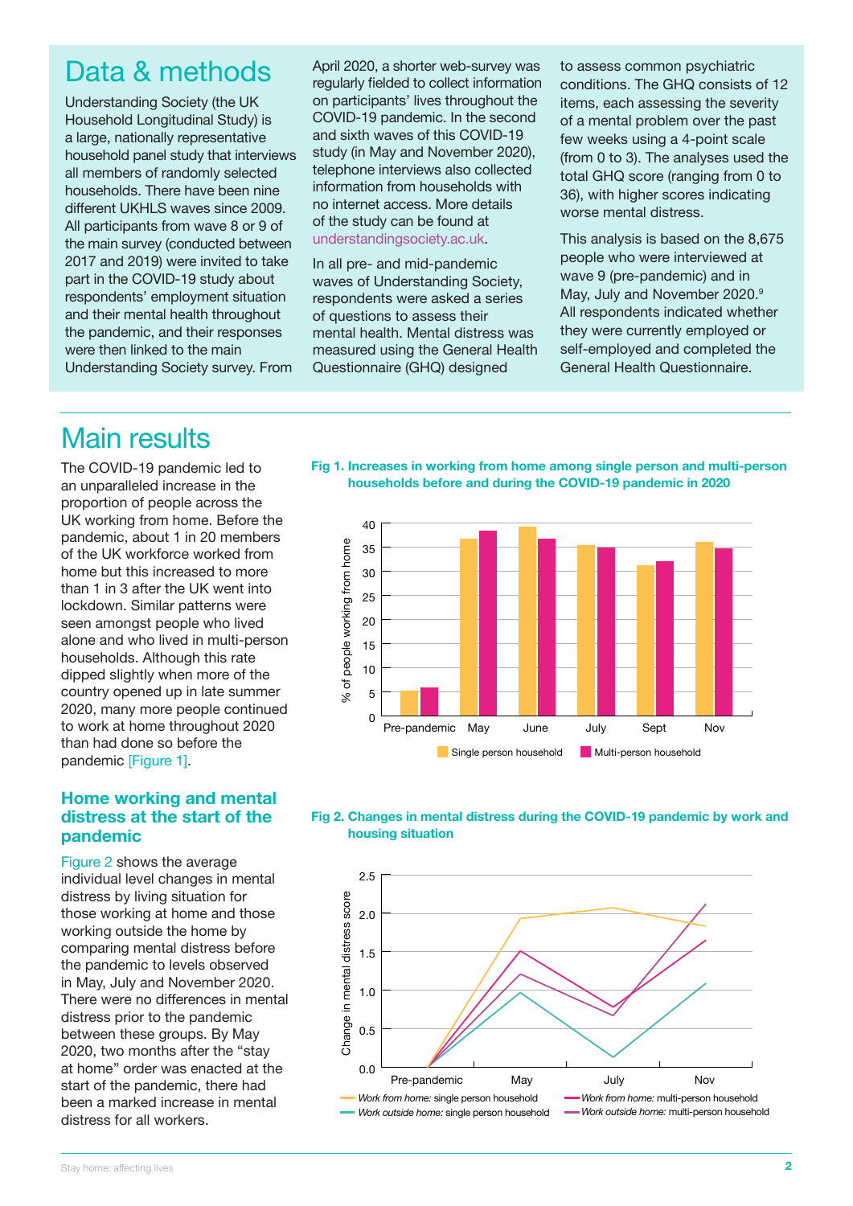## Data & methods

Understanding Society (the UK Household Longitudinal Study) is a large, nationally representative household panel study that interviews all members of randomly selected households. There have been nine different UKHLS waves since 2009. All participants from wave 8 or 9 of the main survey (conducted between 2017 and 2019) were invited to take part in the COVID-19 study about respondents' employment situation and their mental health throughout the pandemic, and their responses were then linked to the main Understanding Society survey. From April 2020, a shorter web-survey was regularly fielded to collect information on participants' lives throughout the COVID-19 pandemic. In the second and sixth waves of this COVID-19 study (in May and November 2020), telephone interviews also collected information from households with no internet access. More details of the study can be found at understandingsociety.ac.uk.

In all pre- and mid-pandemic waves of Understanding Society, respondents were asked a series of questions to assess their mental health. Mental distress was measured using the General Health Questionnaire (GHQ) designed to assess common psychiatric conditions. The GHQ consists of 12 items, each assessing the severity of a mental problem over the past few weeks using a 4-point scale (from 0 to 3). The analyses used the total GHQ score (ranging from 0 to 36), with higher scores indicating worse mental distress.

This analysis is based on the 8,675 people who were interviewed at wave 9 (pre-pandemic) and in May, July and November 2020.[9] All respondents indicated whether they were currently employed or self-employed and completed the General Health Questionnaire.

## Main results

The COVID-19 pandemic led to an unparalleled increase in the proportion of people across the UK working from home. Before the pandemic, about 1 in 20 members of the UK workforce worked from home but this increased to more than 1 in 3 after the UK went into lockdown. Similar patterns were seen amongst people who lived alone and who lived in multi-person households. Although this rate dipped slightly when more of the country opened up in late summer 2020, many more people continued to work at home throughout 2020 than had done so before the pandemic [Figure 1].

**Fig 1. Increases in working from home among single person and multi-person households before and during the COVID-19 pandemic in 2020**

### Home working and mental distress at the start of the pandemic

Figure 2 shows the average individual level changes in mental distress by living situation for those working at home and those working outside the home by comparing mental distress before the pandemic to levels observed in May, July and November 2020. There were no differences in mental distress prior to the pandemic between these groups. By May 2020, two months after the "stay at home" order was enacted at the start of the pandemic, there had been a marked increase in mental distress for all workers.

**Fig 2. Changes in mental distress during the COVID-19 pandemic by work and housing situation**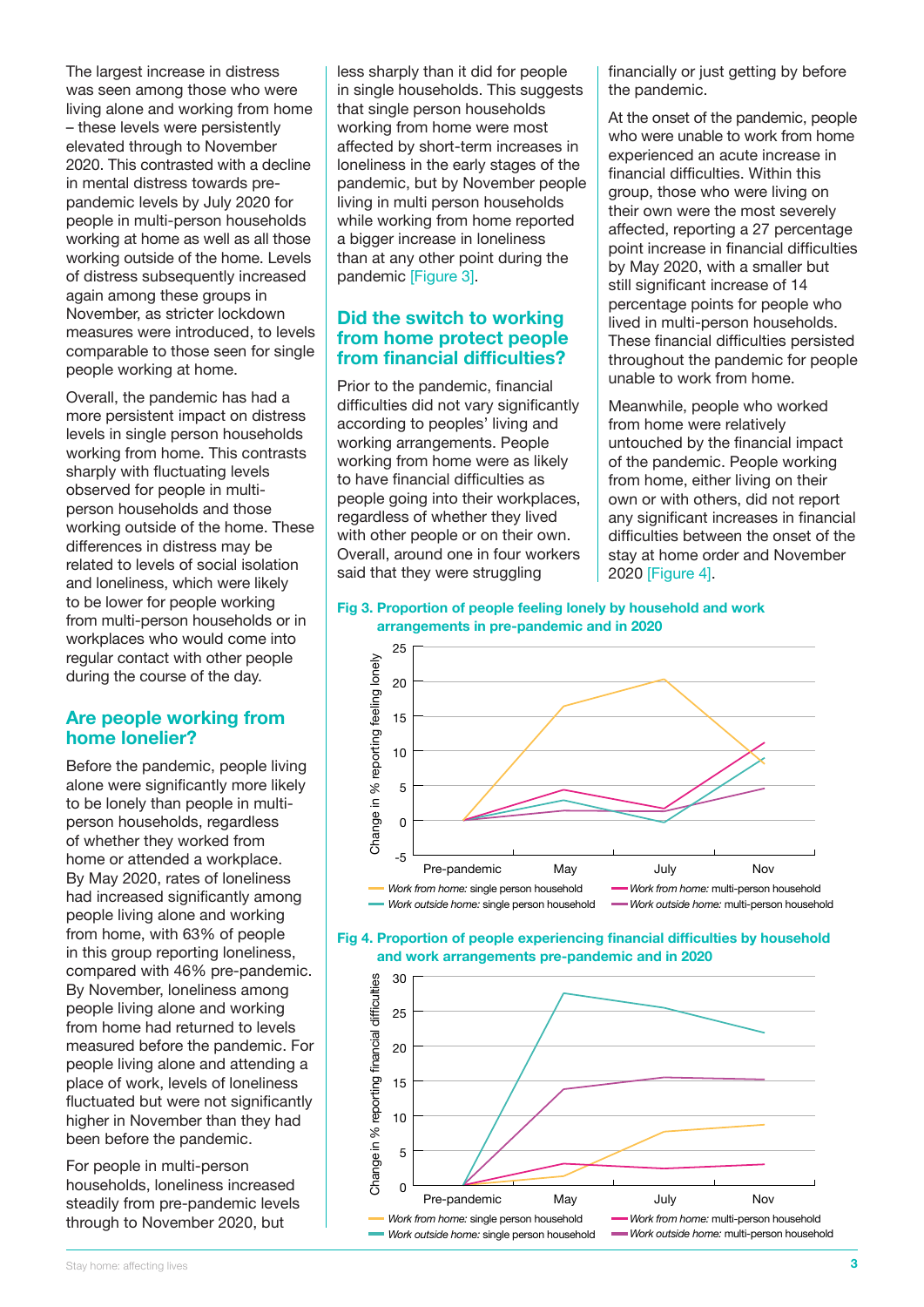The largest increase in distress was seen among those who were living alone and working from home – these levels were persistently elevated through to November 2020. This contrasted with a decline in mental distress towards pre-pandemic levels by July 2020 for people in multi-person households working at home as well as all those working outside of the home. Levels of distress subsequently increased again among these groups in November, as stricter lockdown measures were introduced, to levels comparable to those seen for single people working at home.

Overall, the pandemic has had a more persistent impact on distress levels in single person households working from home. This contrasts sharply with fluctuating levels observed for people in multi-person households and those working outside of the home. These differences in distress may be related to levels of social isolation and loneliness, which were likely to be lower for people working from multi-person households or in workplaces who would come into regular contact with other people during the course of the day.

## Are people working from home lonelier?

Before the pandemic, people living alone were significantly more likely to be lonely than people in multi-person households, regardless of whether they worked from home or attended a workplace. By May 2020, rates of loneliness had increased significantly among people living alone and working from home, with 63% of people in this group reporting loneliness, compared with 46% pre-pandemic. By November, loneliness among people living alone and working from home had returned to levels measured before the pandemic. For people living alone and attending a place of work, levels of loneliness fluctuated but were not significantly higher in November than they had been before the pandemic.

For people in multi-person households, loneliness increased steadily from pre-pandemic levels through to November 2020, but less sharply than it did for people in single households. This suggests that single person households working from home were most affected by short-term increases in loneliness in the early stages of the pandemic, but by November people living in multi person households while working from home reported a bigger increase in loneliness than at any other point during the pandemic [Figure 3].

## Did the switch to working from home protect people from financial difficulties?

Prior to the pandemic, financial difficulties did not vary significantly according to peoples' living and working arrangements. People working from home were as likely to have financial difficulties as people going into their workplaces, regardless of whether they lived with other people or on their own. Overall, around one in four workers said that they were struggling financially or just getting by before the pandemic.

At the onset of the pandemic, people who were unable to work from home experienced an acute increase in financial difficulties. Within this group, those who were living on their own were the most severely affected, reporting a 27 percentage point increase in financial difficulties by May 2020, with a smaller but still significant increase of 14 percentage points for people who lived in multi-person households. These financial difficulties persisted throughout the pandemic for people unable to work from home.

Meanwhile, people who worked from home were relatively untouched by the financial impact of the pandemic. People working from home, either living on their own or with others, did not report any significant increases in financial difficulties between the onset of the stay at home order and November 2020 [Figure 4].

**Fig 3. Proportion of people feeling lonely by household and work arrangements in pre-pandemic and in 2020**

**Fig 4. Proportion of people experiencing financial difficulties by household and work arrangements pre-pandemic and in 2020**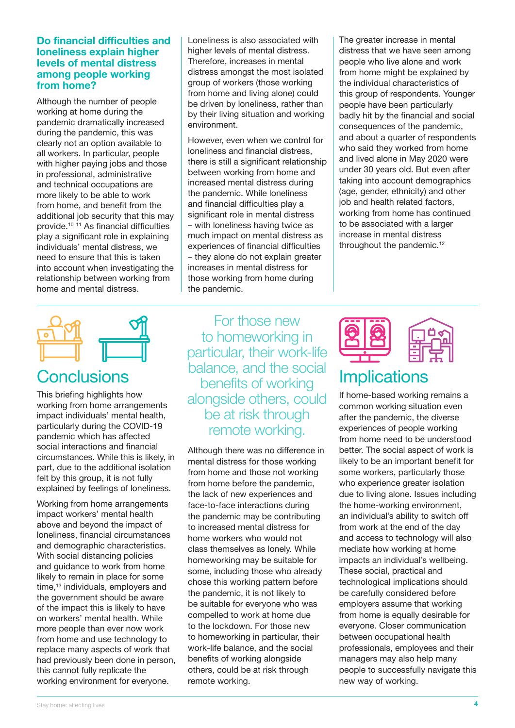### Do financial difficulties and loneliness explain higher levels of mental distress among people working from home?

Although the number of people working at home during the pandemic dramatically increased during the pandemic, this was clearly not an option available to all workers. In particular, people with higher paying jobs and those in professional, administrative and technical occupations are more likely to be able to work from home, and benefit from the additional job security that this may provide.[10 11] As financial difficulties play a significant role in explaining individuals' mental distress, we need to ensure that this is taken into account when investigating the relationship between working from home and mental distress.

Loneliness is also associated with higher levels of mental distress. Therefore, increases in mental distress amongst the most isolated group of workers (those working from home and living alone) could be driven by loneliness, rather than by their living situation and working environment.

However, even when we control for loneliness and financial distress, there is still a significant relationship between working from home and increased mental distress during the pandemic. While loneliness and financial difficulties play a significant role in mental distress – with loneliness having twice as much impact on mental distress as experiences of financial difficulties – they alone do not explain greater increases in mental distress for those working from home during the pandemic.

The greater increase in mental distress that we have seen among people who live alone and work from home might be explained by the individual characteristics of this group of respondents. Younger people have been particularly badly hit by the financial and social consequences of the pandemic, and about a quarter of respondents who said they worked from home and lived alone in May 2020 were under 30 years old. But even after taking into account demographics (age, gender, ethnicity) and other job and health related factors, working from home has continued to be associated with a larger increase in mental distress throughout the pandemic.[12]

## Conclusions

This briefing highlights how working from home arrangements impact individuals' mental health, particularly during the COVID-19 pandemic which has affected social interactions and financial circumstances. While this is likely, in part, due to the additional isolation felt by this group, it is not fully explained by feelings of loneliness.

Working from home arrangements impact workers' mental health above and beyond the impact of loneliness, financial circumstances and demographic characteristics. With social distancing policies and guidance to work from home likely to remain in place for some time,[13] individuals, employers and the government should be aware of the impact this is likely to have on workers' mental health. While more people than ever now work from home and use technology to replace many aspects of work that had previously been done in person, this cannot fully replicate the working environment for everyone.

> For those new to homeworking in particular, their work-life balance, and the social benefits of working alongside others, could be at risk through remote working.

Although there was no difference in mental distress for those working from home and those not working from home before the pandemic, the lack of new experiences and face-to-face interactions during the pandemic may be contributing to increased mental distress for home workers who would not class themselves as lonely. While homeworking may be suitable for some, including those who already chose this working pattern before the pandemic, it is not likely to be suitable for everyone who was compelled to work at home due to the lockdown. For those new to homeworking in particular, their work-life balance, and the social benefits of working alongside others, could be at risk through remote working.

## Implications

If home-based working remains a common working situation even after the pandemic, the diverse experiences of people working from home need to be understood better. The social aspect of work is likely to be an important benefit for some workers, particularly those who experience greater isolation due to living alone. Issues including the home-working environment, an individual's ability to switch off from work at the end of the day and access to technology will also mediate how working at home impacts an individual's wellbeing. These social, practical and technological implications should be carefully considered before employers assume that working from home is equally desirable for everyone. Closer communication between occupational health professionals, employees and their managers may also help many people to successfully navigate this new way of working.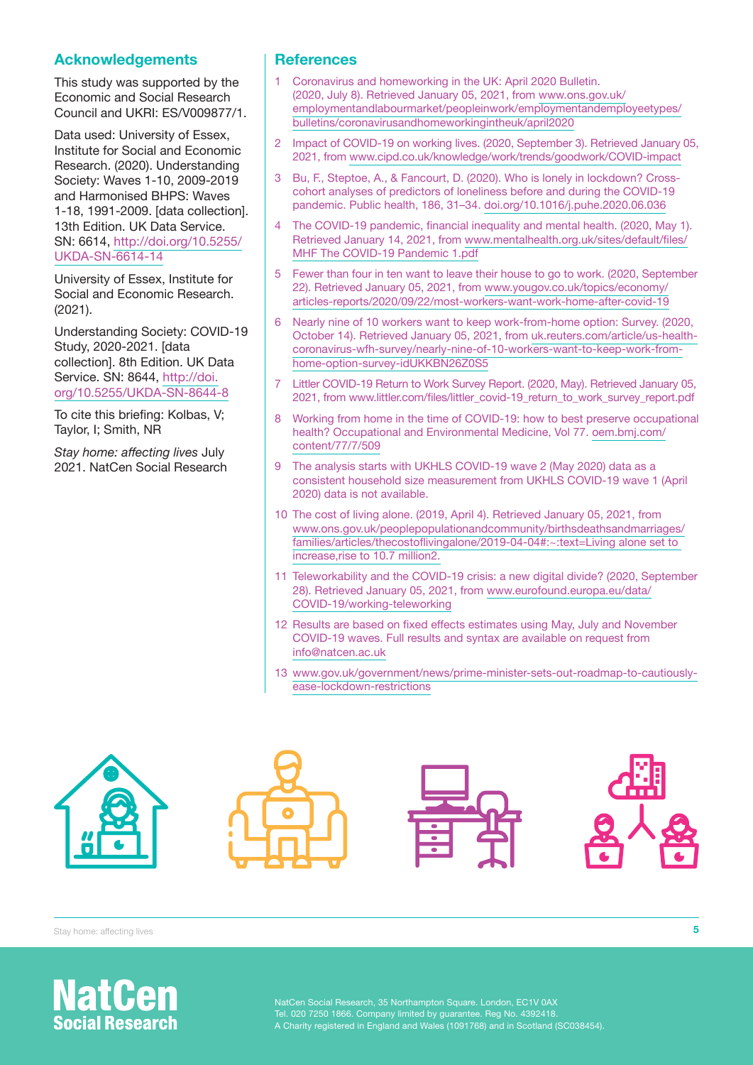## Acknowledgements

This study was supported by the Economic and Social Research Council and UKRI: ES/V009877/1.

Data used: University of Essex, Institute for Social and Economic Research. (2020). Understanding Society: Waves 1-10, 2009-2019 and Harmonised BHPS: Waves 1-18, 1991-2009. [data collection]. 13th Edition. UK Data Service. SN: 6614, http://doi.org/10.5255/UKDA-SN-6614-14

University of Essex, Institute for Social and Economic Research. (2021).

Understanding Society: COVID-19 Study, 2020-2021. [data collection]. 8th Edition. UK Data Service. SN: 8644, http://doi.org/10.5255/UKDA-SN-8644-8

To cite this briefing: Kolbas, V; Taylor, I; Smith, NR

*Stay home: affecting lives* July 2021. NatCen Social Research

## References

1. Coronavirus and homeworking in the UK: April 2020 Bulletin. (2020, July 8). Retrieved January 05, 2021, from www.ons.gov.uk/employmentandlabourmarket/peopleinwork/employmentandemployeetypes/bulletins/coronavirusandhomeworkingintheuk/april2020
2. Impact of COVID-19 on working lives. (2020, September 3). Retrieved January 05, 2021, from www.cipd.co.uk/knowledge/work/trends/goodwork/COVID-impact
3. Bu, F., Steptoe, A., & Fancourt, D. (2020). Who is lonely in lockdown? Cross-cohort analyses of predictors of loneliness before and during the COVID-19 pandemic. Public health, 186, 31–34. doi.org/10.1016/j.puhe.2020.06.036
4. The COVID-19 pandemic, financial inequality and mental health. (2020, May 1). Retrieved January 14, 2021, from www.mentalhealth.org.uk/sites/default/files/MHF The COVID-19 Pandemic 1.pdf
5. Fewer than four in ten want to leave their house to go to work. (2020, September 22). Retrieved January 05, 2021, from www.yougov.co.uk/topics/economy/articles-reports/2020/09/22/most-workers-want-work-home-after-covid-19
6. Nearly nine of 10 workers want to keep work-from-home option: Survey. (2020, October 14). Retrieved January 05, 2021, from uk.reuters.com/article/us-health-coronavirus-wfh-survey/nearly-nine-of-10-workers-want-to-keep-work-from-home-option-survey-idUKKBN26Z0S5
7. Littler COVID-19 Return to Work Survey Report. (2020, May). Retrieved January 05, 2021, from www.littler.com/files/littler_covid-19_return_to_work_survey_report.pdf
8. Working from home in the time of COVID-19: how to best preserve occupational health? Occupational and Environmental Medicine, Vol 77. oem.bmj.com/content/77/7/509
9. The analysis starts with UKHLS COVID-19 wave 2 (May 2020) data as a consistent household size measurement from UKHLS COVID-19 wave 1 (April 2020) data is not available.
10. The cost of living alone. (2019, April 4). Retrieved January 05, 2021, from www.ons.gov.uk/peoplepopulationandcommunity/birthsdeathsandmarriages/families/articles/thecostoflivingalone/2019-04-04#:~:text=Living alone set to increase,rise to 10.7 million2.
11. Teleworkability and the COVID-19 crisis: a new digital divide? (2020, September 28). Retrieved January 05, 2021, from www.eurofound.europa.eu/data/COVID-19/working-teleworking
12. Results are based on fixed effects estimates using May, July and November COVID-19 waves. Full results and syntax are available on request from info@natcen.ac.uk
13. www.gov.uk/government/news/prime-minister-sets-out-roadmap-to-cautiously-ease-lockdown-restrictions

NatCen Social Research

NatCen Social Research, 35 Northampton Square. London, EC1V 0AX
Tel. 020 7250 1866. Company limited by guarantee. Reg No. 4392418.
A Charity registered in England and Wales (1091768) and in Scotland (SC038454).